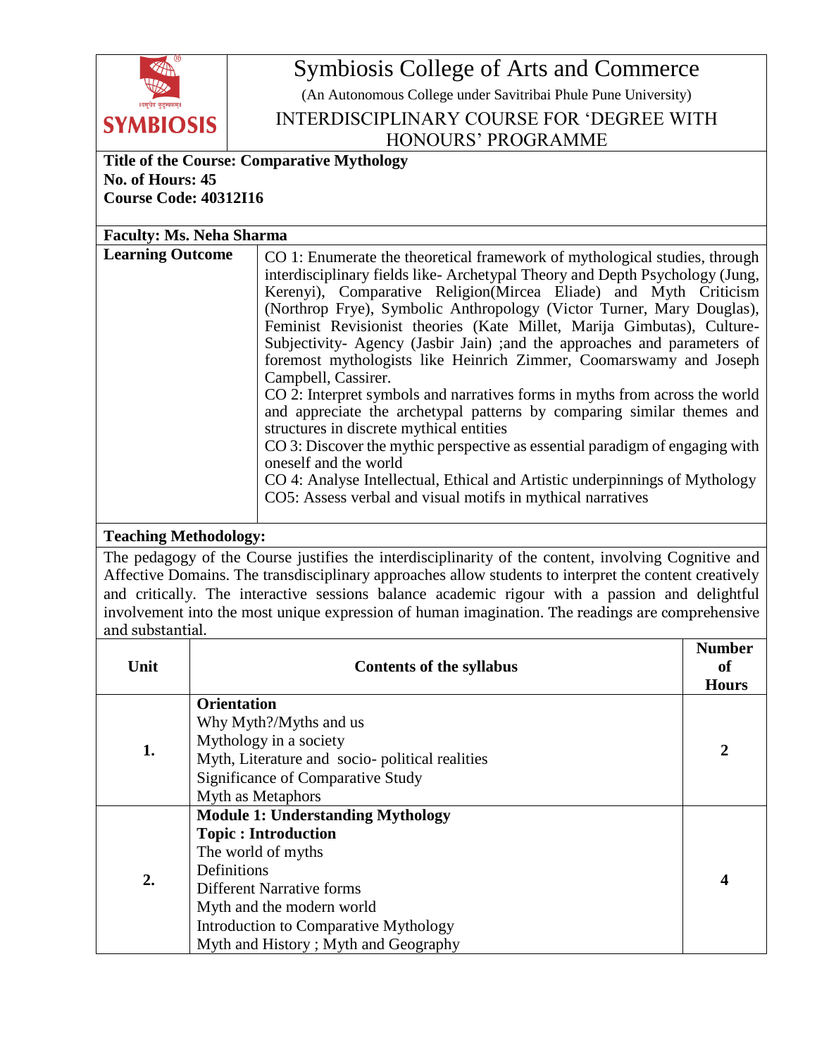# Symbiosis College of Arts and Commerce

(An Autonomous College under Savitribai Phule Pune University)

## INTERDISCIPLINARY COURSE FOR 'DEGREE WITH HONOURS' PROGRAMME

**Title of the Course: Comparative Mythology**
**No. of Hours: 45**
**Course Code: 40312I16**

**Faculty: Ms. Neha Sharma**

| **Learning Outcome** | CO 1: Enumerate the theoretical framework of mythological studies, through interdisciplinary fields like- Archetypal Theory and Depth Psychology (Jung, Kerenyi), Comparative Religion(Mircea Eliade) and Myth Criticism (Northrop Frye), Symbolic Anthropology (Victor Turner, Mary Douglas), Feminist Revisionist theories (Kate Millet, Marija Gimbutas), Culture-Subjectivity- Agency (Jasbir Jain) ;and the approaches and parameters of foremost mythologists like Heinrich Zimmer, Coomarswamy and Joseph Campbell, Cassirer.<br>CO 2: Interpret symbols and narratives forms in myths from across the world and appreciate the archetypal patterns by comparing similar themes and structures in discrete mythical entities<br>CO 3: Discover the mythic perspective as essential paradigm of engaging with oneself and the world<br>CO 4: Analyse Intellectual, Ethical and Artistic underpinnings of Mythology<br>CO5: Assess verbal and visual motifs in mythical narratives |
|---|---|

**Teaching Methodology:**

The pedagogy of the Course justifies the interdisciplinarity of the content, involving Cognitive and Affective Domains. The transdisciplinary approaches allow students to interpret the content creatively and critically. The interactive sessions balance academic rigour with a passion and delightful involvement into the most unique expression of human imagination. The readings are comprehensive and substantial.

| Unit | Contents of the syllabus | Number of Hours |
|---|---|---|
| **1.** | **Orientation**<br>Why Myth?/Myths and us<br>Mythology in a society<br>Myth, Literature and socio- political realities<br>Significance of Comparative Study<br>Myth as Metaphors | **2** |
| **2.** | **Module 1: Understanding Mythology**<br>**Topic : Introduction**<br>The world of myths<br>Definitions<br>Different Narrative forms<br>Myth and the modern world<br>Introduction to Comparative Mythology<br>Myth and History ; Myth and Geography | **4** |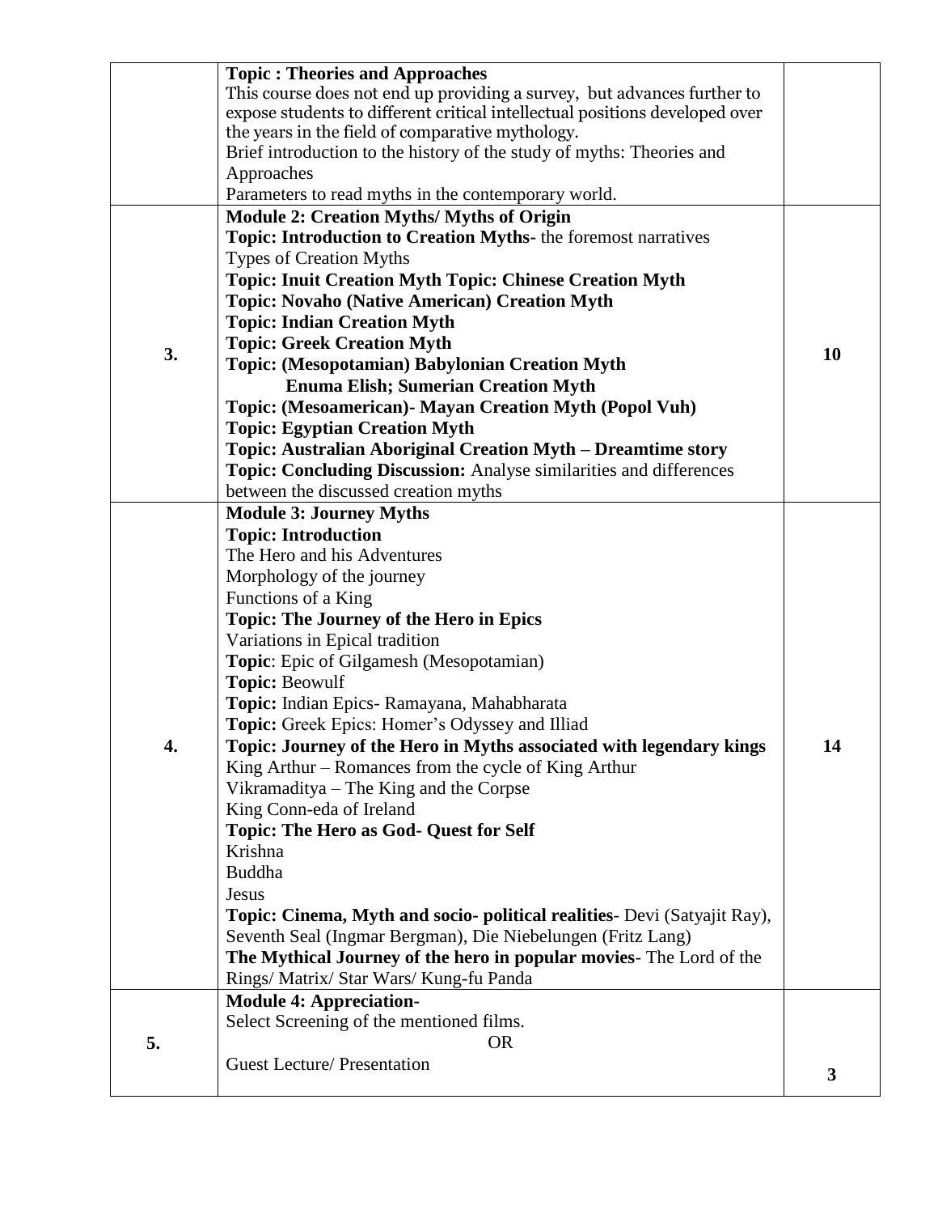|  |  |  |
|---|---|---|
|  | **Topic : Theories and Approaches**<br>This course does not end up providing a survey, but advances further to expose students to different critical intellectual positions developed over the years in the field of comparative mythology.<br>Brief introduction to the history of the study of myths: Theories and Approaches<br>Parameters to read myths in the contemporary world. |  |
| **3.** | **Module 2: Creation Myths/ Myths of Origin**<br>**Topic: Introduction to Creation Myths-** the foremost narratives<br>Types of Creation Myths<br>**Topic: Inuit Creation Myth Topic: Chinese Creation Myth**<br>**Topic: Novaho (Native American) Creation Myth**<br>**Topic: Indian Creation Myth**<br>**Topic: Greek Creation Myth**<br>**Topic: (Mesopotamian) Babylonian Creation Myth**<br>**Enuma Elish; Sumerian Creation Myth**<br>**Topic: (Mesoamerican)- Mayan Creation Myth (Popol Vuh)**<br>**Topic: Egyptian Creation Myth**<br>**Topic: Australian Aboriginal Creation Myth – Dreamtime story**<br>**Topic: Concluding Discussion:** Analyse similarities and differences between the discussed creation myths | **10** |
| **4.** | **Module 3: Journey Myths**<br>**Topic: Introduction**<br>The Hero and his Adventures<br>Morphology of the journey<br>Functions of a King<br>**Topic: The Journey of the Hero in Epics**<br>Variations in Epical tradition<br>**Topic**: Epic of Gilgamesh (Mesopotamian)<br>**Topic:** Beowulf<br>**Topic:** Indian Epics- Ramayana, Mahabharata<br>**Topic:** Greek Epics: Homer's Odyssey and Illiad<br>**Topic: Journey of the Hero in Myths associated with legendary kings**<br>King Arthur – Romances from the cycle of King Arthur<br>Vikramaditya – The King and the Corpse<br>King Conn-eda of Ireland<br>**Topic: The Hero as God- Quest for Self**<br>Krishna<br>Buddha<br>Jesus<br>**Topic: Cinema, Myth and socio- political realities**- Devi (Satyajit Ray), Seventh Seal (Ingmar Bergman), Die Niebelungen (Fritz Lang)<br>**The Mythical Journey of the hero in popular movies**- The Lord of the Rings/ Matrix/ Star Wars/ Kung-fu Panda | **14** |
| **5.** | **Module 4: Appreciation-**<br>Select Screening of the mentioned films.<br>OR<br>Guest Lecture/ Presentation | **3** |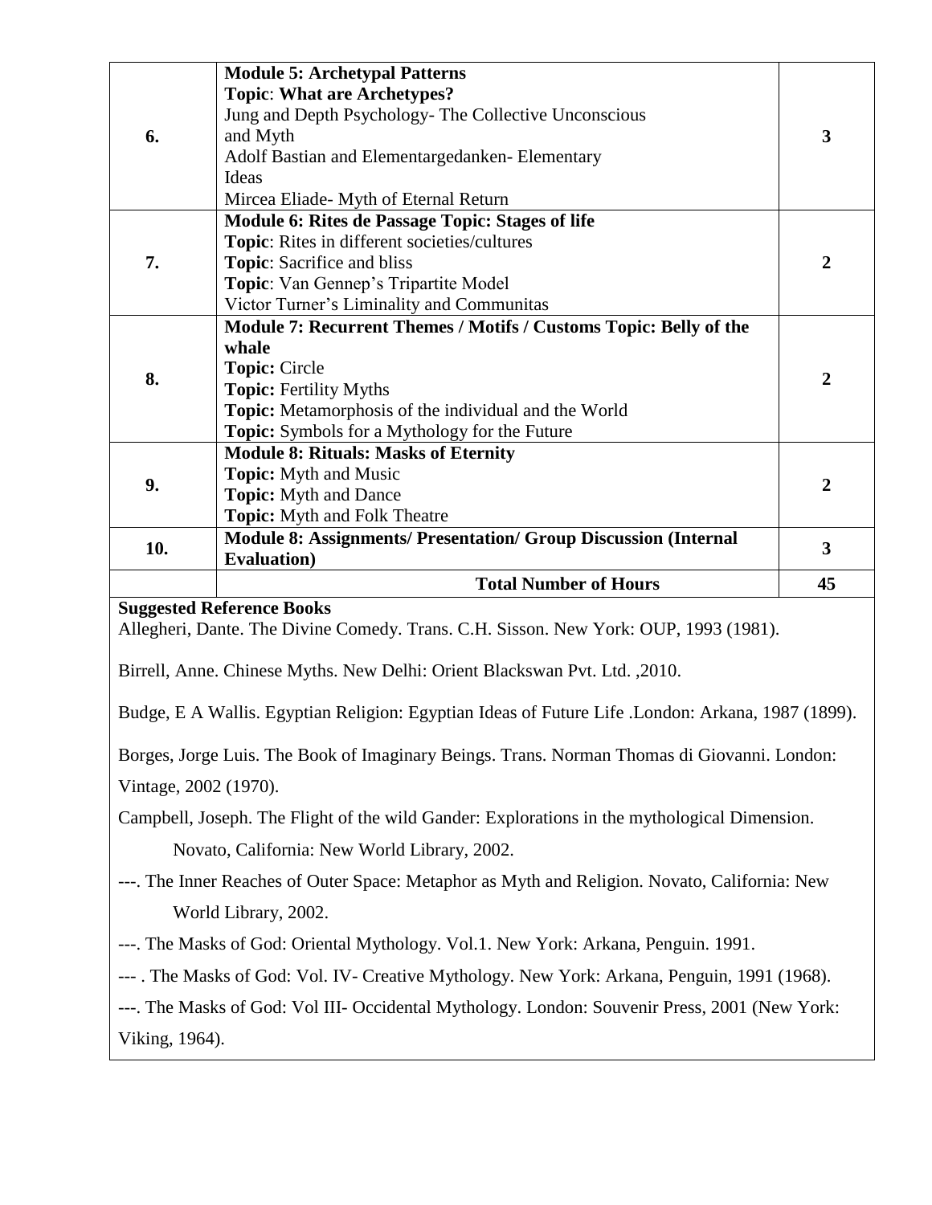| | | |
|---|---|---|
| 6. | **Module 5: Archetypal Patterns**<br>**Topic**: **What are Archetypes?**<br>Jung and Depth Psychology- The Collective Unconscious and Myth<br>Adolf Bastian and Elementargedanken- Elementary Ideas<br>Mircea Eliade- Myth of Eternal Return | **3** |
| 7. | **Module 6: Rites de Passage Topic: Stages of life**<br>**Topic**: Rites in different societies/cultures<br>**Topic**: Sacrifice and bliss<br>**Topic**: Van Gennep's Tripartite Model<br>Victor Turner's Liminality and Communitas | **2** |
| 8. | **Module 7: Recurrent Themes / Motifs / Customs Topic: Belly of the whale**<br>**Topic:** Circle<br>**Topic:** Fertility Myths<br>**Topic:** Metamorphosis of the individual and the World<br>**Topic:** Symbols for a Mythology for the Future | **2** |
| 9. | **Module 8: Rituals: Masks of Eternity**<br>**Topic:** Myth and Music<br>**Topic:** Myth and Dance<br>**Topic:** Myth and Folk Theatre | **2** |
| 10. | **Module 8: Assignments/ Presentation/ Group Discussion (Internal Evaluation)** | **3** |
| | **Total Number of Hours** | **45** |

**Suggested Reference Books**

Allegheri, Dante. The Divine Comedy. Trans. C.H. Sisson. New York: OUP, 1993 (1981).

Birrell, Anne. Chinese Myths. New Delhi: Orient Blackswan Pvt. Ltd. ,2010.

Budge, E A Wallis. Egyptian Religion: Egyptian Ideas of Future Life .London: Arkana, 1987 (1899).

Borges, Jorge Luis. The Book of Imaginary Beings. Trans. Norman Thomas di Giovanni. London: Vintage, 2002 (1970).

Campbell, Joseph. The Flight of the wild Gander: Explorations in the mythological Dimension. Novato, California: New World Library, 2002.

---. The Inner Reaches of Outer Space: Metaphor as Myth and Religion. Novato, California: New World Library, 2002.

---. The Masks of God: Oriental Mythology. Vol.1. New York: Arkana, Penguin. 1991.

--- . The Masks of God: Vol. IV- Creative Mythology. New York: Arkana, Penguin, 1991 (1968).

---. The Masks of God: Vol III- Occidental Mythology. London: Souvenir Press, 2001 (New York: Viking, 1964).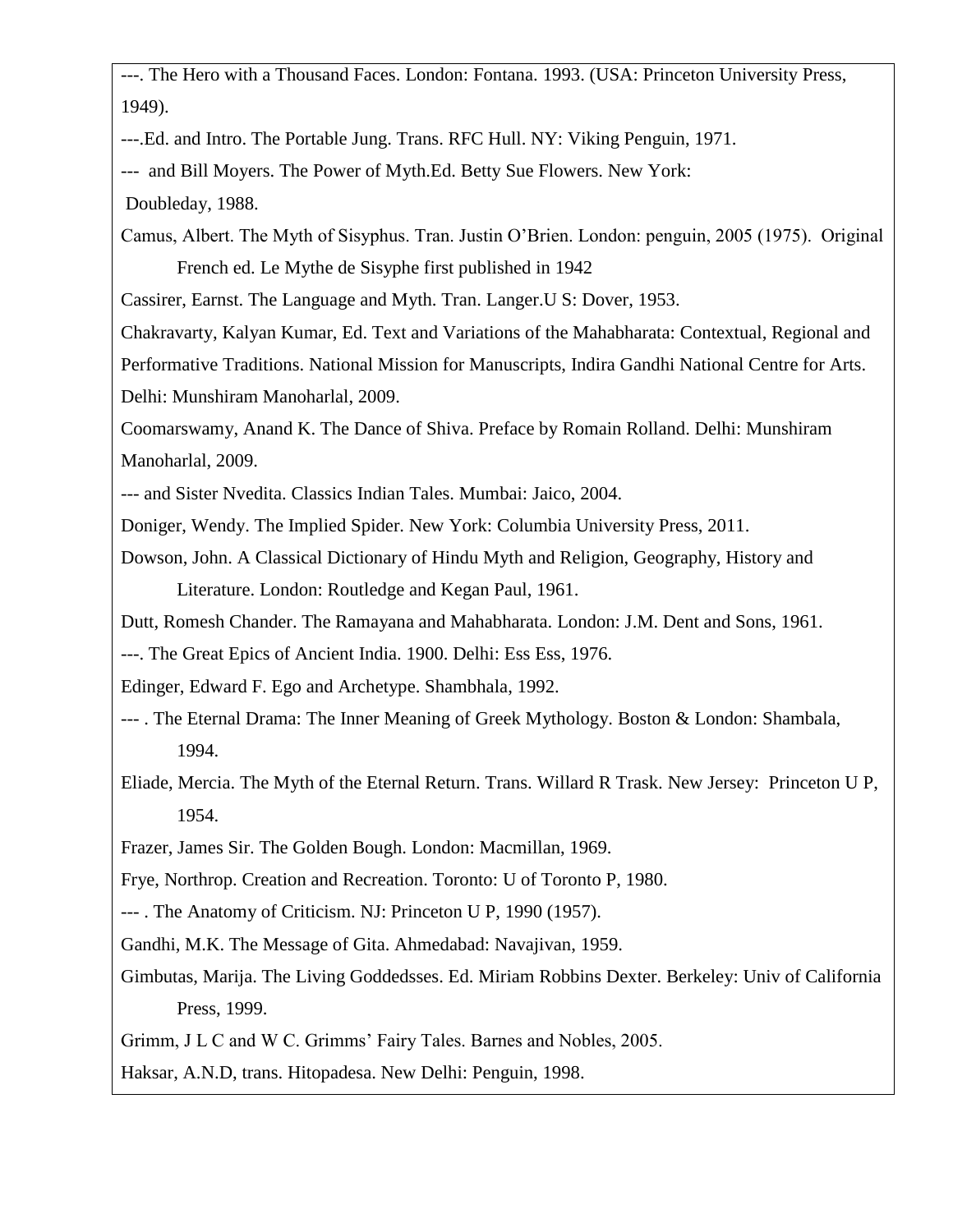---. The Hero with a Thousand Faces. London: Fontana. 1993. (USA: Princeton University Press, 1949).

---.Ed. and Intro. The Portable Jung. Trans. RFC Hull. NY: Viking Penguin, 1971.

--- and Bill Moyers. The Power of Myth.Ed. Betty Sue Flowers. New York: Doubleday, 1988.

Camus, Albert. The Myth of Sisyphus. Tran. Justin O'Brien. London: penguin, 2005 (1975). Original French ed. Le Mythe de Sisyphe first published in 1942

Cassirer, Earnst. The Language and Myth. Tran. Langer.U S: Dover, 1953.

Chakravarty, Kalyan Kumar, Ed. Text and Variations of the Mahabharata: Contextual, Regional and Performative Traditions. National Mission for Manuscripts, Indira Gandhi National Centre for Arts. Delhi: Munshiram Manoharlal, 2009.

Coomarswamy, Anand K. The Dance of Shiva. Preface by Romain Rolland. Delhi: Munshiram Manoharlal, 2009.

--- and Sister Nvedita. Classics Indian Tales. Mumbai: Jaico, 2004.

Doniger, Wendy. The Implied Spider. New York: Columbia University Press, 2011.

Dowson, John. A Classical Dictionary of Hindu Myth and Religion, Geography, History and Literature. London: Routledge and Kegan Paul, 1961.

Dutt, Romesh Chander. The Ramayana and Mahabharata. London: J.M. Dent and Sons, 1961.

---. The Great Epics of Ancient India. 1900. Delhi: Ess Ess, 1976.

Edinger, Edward F. Ego and Archetype. Shambhala, 1992.

--- . The Eternal Drama: The Inner Meaning of Greek Mythology. Boston & London: Shambala, 1994.

Eliade, Mercia. The Myth of the Eternal Return. Trans. Willard R Trask. New Jersey: Princeton U P, 1954.

Frazer, James Sir. The Golden Bough. London: Macmillan, 1969.

Frye, Northrop. Creation and Recreation. Toronto: U of Toronto P, 1980.

--- . The Anatomy of Criticism. NJ: Princeton U P, 1990 (1957).

Gandhi, M.K. The Message of Gita. Ahmedabad: Navajivan, 1959.

Gimbutas, Marija. The Living Goddedsses. Ed. Miriam Robbins Dexter. Berkeley: Univ of California Press, 1999.

Grimm, J L C and W C. Grimms' Fairy Tales. Barnes and Nobles, 2005.

Haksar, A.N.D, trans. Hitopadesa. New Delhi: Penguin, 1998.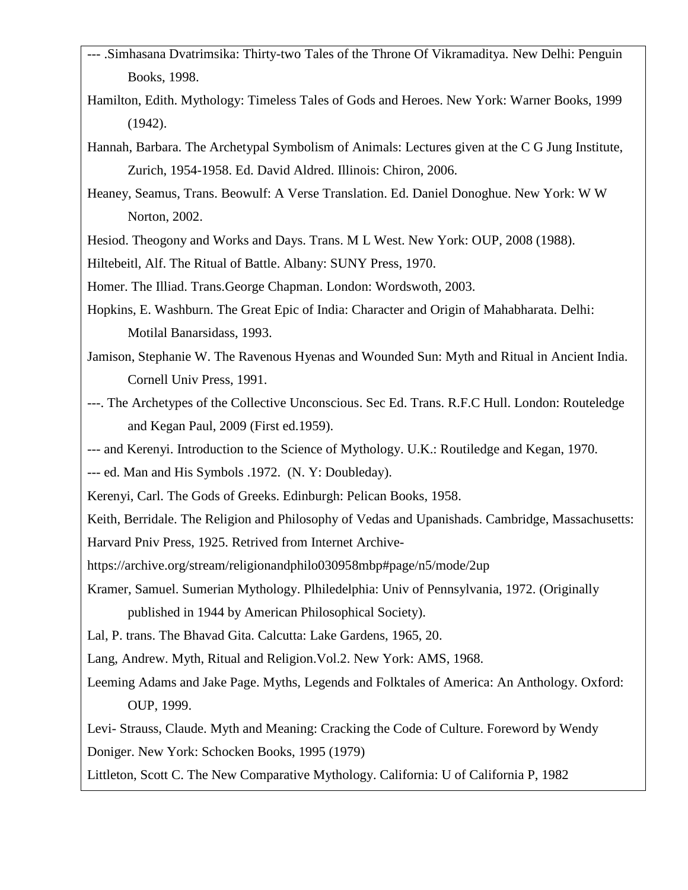--- .Simhasana Dvatrimsika: Thirty-two Tales of the Throne Of Vikramaditya. New Delhi: Penguin Books, 1998.

Hamilton, Edith. Mythology: Timeless Tales of Gods and Heroes. New York: Warner Books, 1999 (1942).

Hannah, Barbara. The Archetypal Symbolism of Animals: Lectures given at the C G Jung Institute, Zurich, 1954-1958. Ed. David Aldred. Illinois: Chiron, 2006.

Heaney, Seamus, Trans. Beowulf: A Verse Translation. Ed. Daniel Donoghue. New York: W W Norton, 2002.

Hesiod. Theogony and Works and Days. Trans. M L West. New York: OUP, 2008 (1988).

Hiltebeitl, Alf. The Ritual of Battle. Albany: SUNY Press, 1970.

Homer. The Illiad. Trans.George Chapman. London: Wordswoth, 2003.

Hopkins, E. Washburn. The Great Epic of India: Character and Origin of Mahabharata. Delhi: Motilal Banarsidass, 1993.

Jamison, Stephanie W. The Ravenous Hyenas and Wounded Sun: Myth and Ritual in Ancient India. Cornell Univ Press, 1991.

---. The Archetypes of the Collective Unconscious. Sec Ed. Trans. R.F.C Hull. London: Routeledge and Kegan Paul, 2009 (First ed.1959).

--- and Kerenyi. Introduction to the Science of Mythology. U.K.: Routiledge and Kegan, 1970.

--- ed. Man and His Symbols .1972. (N. Y: Doubleday).

Kerenyi, Carl. The Gods of Greeks. Edinburgh: Pelican Books, 1958.

Keith, Berridale. The Religion and Philosophy of Vedas and Upanishads. Cambridge, Massachusetts: Harvard Pniv Press, 1925. Retrived from Internet Archive-
https://archive.org/stream/religionandphilo030958mbp#page/n5/mode/2up

Kramer, Samuel. Sumerian Mythology. Plhiledelphia: Univ of Pennsylvania, 1972. (Originally published in 1944 by American Philosophical Society).

Lal, P. trans. The Bhavad Gita. Calcutta: Lake Gardens, 1965, 20.

Lang, Andrew. Myth, Ritual and Religion.Vol.2. New York: AMS, 1968.

Leeming Adams and Jake Page. Myths, Legends and Folktales of America: An Anthology. Oxford: OUP, 1999.

Levi- Strauss, Claude. Myth and Meaning: Cracking the Code of Culture. Foreword by Wendy Doniger. New York: Schocken Books, 1995 (1979)

Littleton, Scott C. The New Comparative Mythology. California: U of California P, 1982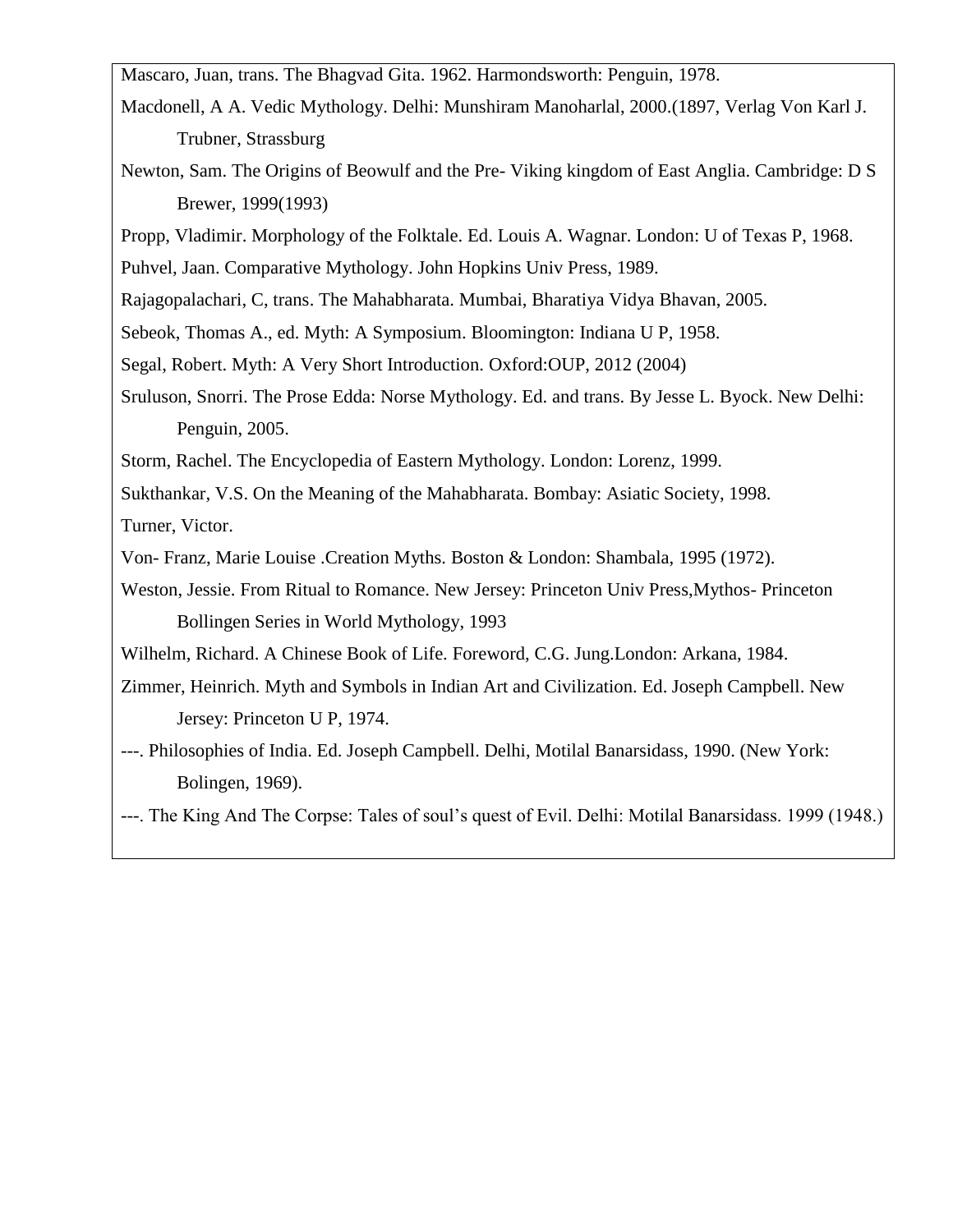Mascaro, Juan, trans. The Bhagvad Gita. 1962. Harmondsworth: Penguin, 1978.

Macdonell, A A. Vedic Mythology. Delhi: Munshiram Manoharlal, 2000.(1897, Verlag Von Karl J. Trubner, Strassburg

Newton, Sam. The Origins of Beowulf and the Pre- Viking kingdom of East Anglia. Cambridge: D S Brewer, 1999(1993)

Propp, Vladimir. Morphology of the Folktale. Ed. Louis A. Wagnar. London: U of Texas P, 1968.

Puhvel, Jaan. Comparative Mythology. John Hopkins Univ Press, 1989.

Rajagopalachari, C, trans. The Mahabharata. Mumbai, Bharatiya Vidya Bhavan, 2005.

Sebeok, Thomas A., ed. Myth: A Symposium. Bloomington: Indiana U P, 1958.

Segal, Robert. Myth: A Very Short Introduction. Oxford:OUP, 2012 (2004)

Sruluson, Snorri. The Prose Edda: Norse Mythology. Ed. and trans. By Jesse L. Byock. New Delhi: Penguin, 2005.

Storm, Rachel. The Encyclopedia of Eastern Mythology. London: Lorenz, 1999.

Sukthankar, V.S. On the Meaning of the Mahabharata. Bombay: Asiatic Society, 1998.

Turner, Victor.

Von- Franz, Marie Louise .Creation Myths. Boston & London: Shambala, 1995 (1972).

Weston, Jessie. From Ritual to Romance. New Jersey: Princeton Univ Press,Mythos- Princeton Bollingen Series in World Mythology, 1993

Wilhelm, Richard. A Chinese Book of Life. Foreword, C.G. Jung.London: Arkana, 1984.

Zimmer, Heinrich. Myth and Symbols in Indian Art and Civilization. Ed. Joseph Campbell. New Jersey: Princeton U P, 1974.

---. Philosophies of India. Ed. Joseph Campbell. Delhi, Motilal Banarsidass, 1990. (New York: Bolingen, 1969).

---. The King And The Corpse: Tales of soul's quest of Evil. Delhi: Motilal Banarsidass. 1999 (1948.)